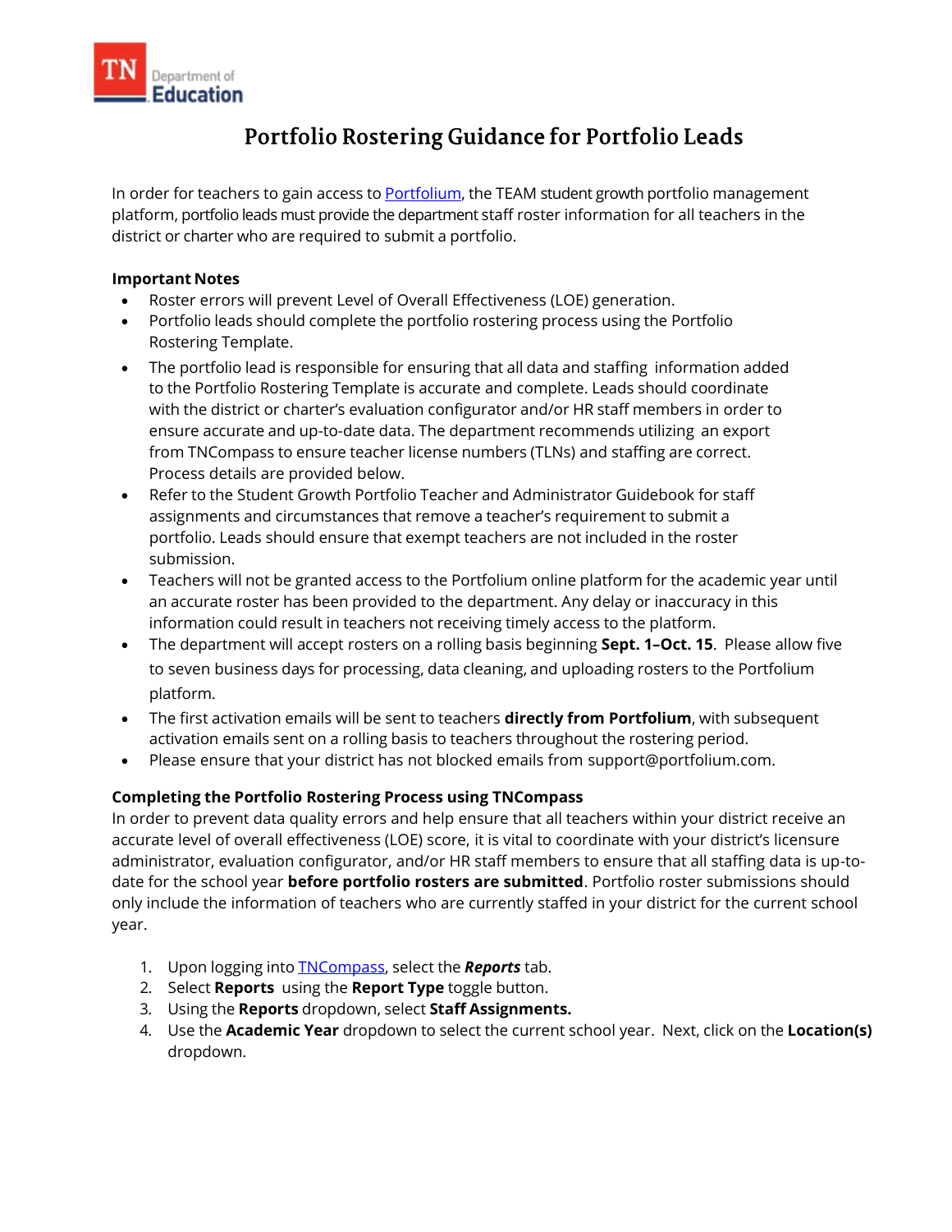# Portfolio Rostering Guidance for Portfolio Leads

In order for teachers to gain access to [Portfolium](), the TEAM student growth portfolio management platform, portfolio leads must provide the department staff roster information for all teachers in the district or charter who are required to submit a portfolio.

**Important Notes**

- Roster errors will prevent Level of Overall Effectiveness (LOE) generation.
- Portfolio leads should complete the portfolio rostering process using the Portfolio Rostering Template.
- The portfolio lead is responsible for ensuring that all data and staffing information added to the Portfolio Rostering Template is accurate and complete. Leads should coordinate with the district or charter's evaluation configurator and/or HR staff members in order to ensure accurate and up-to-date data. The department recommends utilizing an export from TNCompass to ensure teacher license numbers (TLNs) and staffing are correct. Process details are provided below.
- Refer to the Student Growth Portfolio Teacher and Administrator Guidebook for staff assignments and circumstances that remove a teacher's requirement to submit a portfolio. Leads should ensure that exempt teachers are not included in the roster submission.
- Teachers will not be granted access to the Portfolium online platform for the academic year until an accurate roster has been provided to the department. Any delay or inaccuracy in this information could result in teachers not receiving timely access to the platform.
- The department will accept rosters on a rolling basis beginning **Sept. 1–Oct. 15**. Please allow five to seven business days for processing, data cleaning, and uploading rosters to the Portfolium platform.
- The first activation emails will be sent to teachers **directly from Portfolium**, with subsequent activation emails sent on a rolling basis to teachers throughout the rostering period.
- Please ensure that your district has not blocked emails from support@portfolium.com.

**Completing the Portfolio Rostering Process using TNCompass**

In order to prevent data quality errors and help ensure that all teachers within your district receive an accurate level of overall effectiveness (LOE) score, it is vital to coordinate with your district's licensure administrator, evaluation configurator, and/or HR staff members to ensure that all staffing data is up-to-date for the school year **before portfolio rosters are submitted**. Portfolio roster submissions should only include the information of teachers who are currently staffed in your district for the current school year.

1. Upon logging into [TNCompass](), select the ***Reports*** tab.
2. Select **Reports** using the **Report Type** toggle button.
3. Using the **Reports** dropdown, select **Staff Assignments.**
4. Use the **Academic Year** dropdown to select the current school year. Next, click on the **Location(s)** dropdown.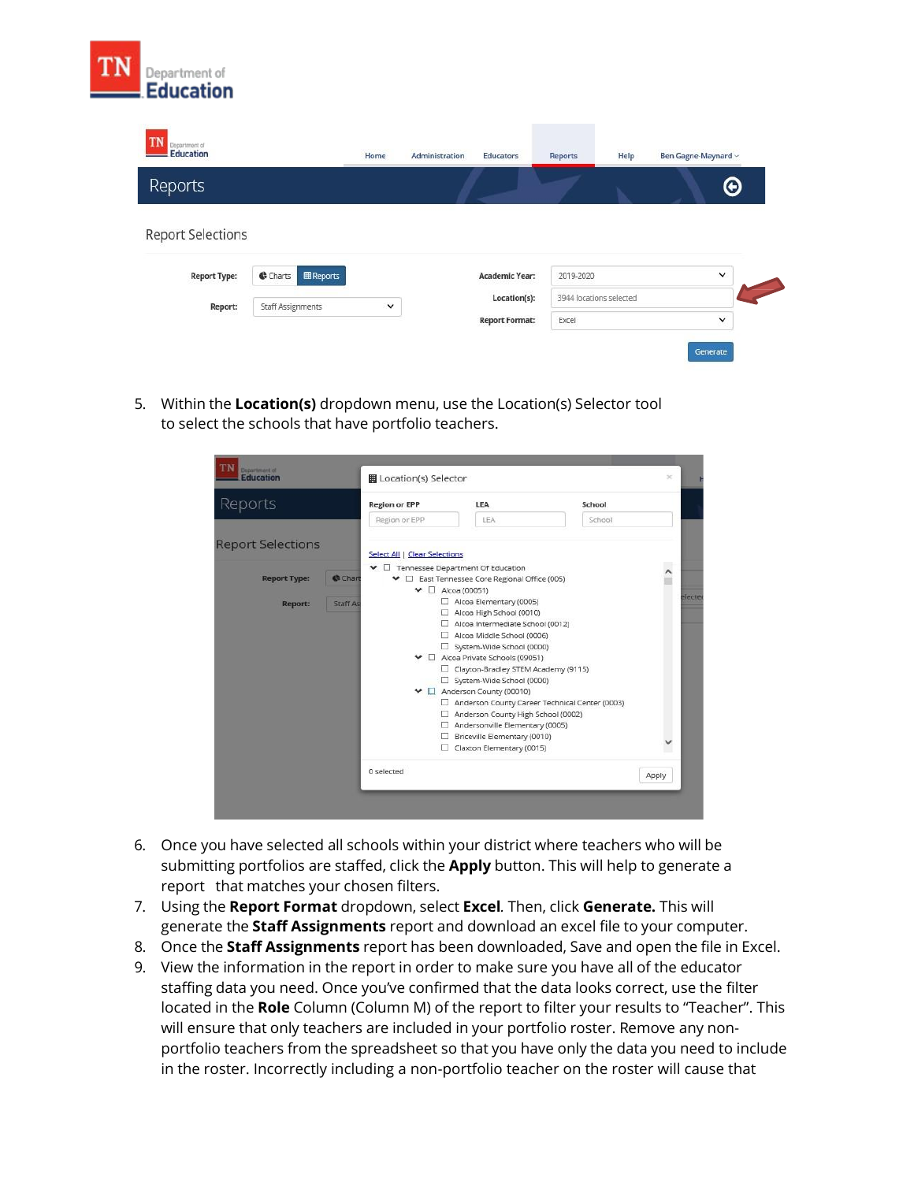5. Within the **Location(s)** dropdown menu, use the Location(s) Selector tool to select the schools that have portfolio teachers.

6. Once you have selected all schools within your district where teachers who will be submitting portfolios are staffed, click the **Apply** button. This will help to generate a report that matches your chosen filters.
7. Using the **Report Format** dropdown, select **Excel**. Then, click **Generate.** This will generate the **Staff Assignments** report and download an excel file to your computer.
8. Once the **Staff Assignments** report has been downloaded, Save and open the file in Excel.
9. View the information in the report in order to make sure you have all of the educator staffing data you need. Once you've confirmed that the data looks correct, use the filter located in the **Role** Column (Column M) of the report to filter your results to "Teacher". This will ensure that only teachers are included in your portfolio roster. Remove any non-portfolio teachers from the spreadsheet so that you have only the data you need to include in the roster. Incorrectly including a non-portfolio teacher on the roster will cause that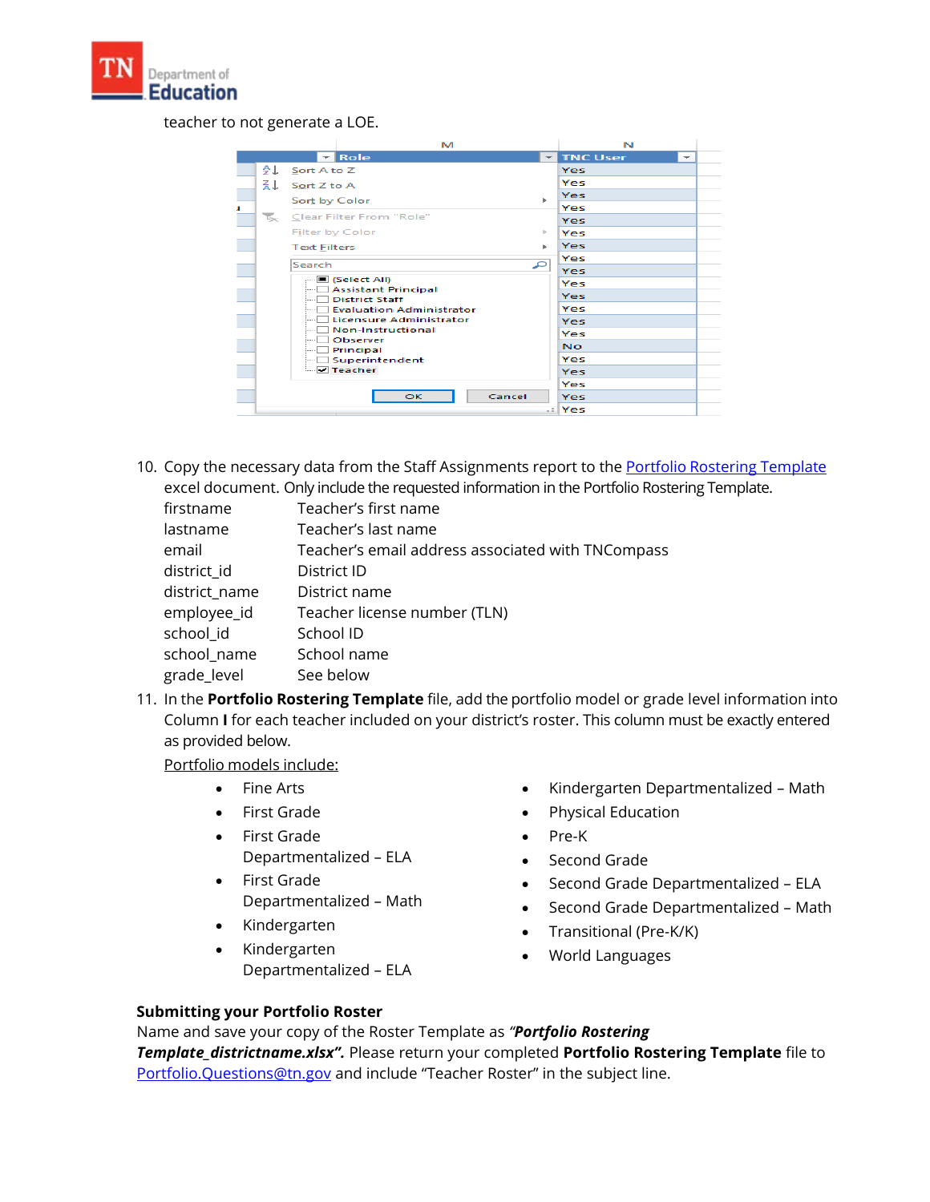teacher to not generate a LOE.

10. Copy the necessary data from the Staff Assignments report to the Portfolio Rostering Template excel document. Only include the requested information in the Portfolio Rostering Template.

| | |
|---|---|
| firstname | Teacher's first name |
| lastname | Teacher's last name |
| email | Teacher's email address associated with TNCompass |
| district_id | District ID |
| district_name | District name |
| employee_id | Teacher license number (TLN) |
| school_id | School ID |
| school_name | School name |
| grade_level | See below |

11. In the **Portfolio Rostering Template** file, add the portfolio model or grade level information into Column **I** for each teacher included on your district's roster. This column must be exactly entered as provided below.

Portfolio models include:

- Fine Arts
- First Grade
- First Grade Departmentalized – ELA
- First Grade Departmentalized – Math
- Kindergarten
- Kindergarten Departmentalized – ELA
- Kindergarten Departmentalized – Math
- Physical Education
- Pre-K
- Second Grade
- Second Grade Departmentalized – ELA
- Second Grade Departmentalized – Math
- Transitional (Pre-K/K)
- World Languages

**Submitting your Portfolio Roster**

Name and save your copy of the Roster Template as *"**Portfolio Rostering Template_districtname.xlsx**".* Please return your completed **Portfolio Rostering Template** file to Portfolio.Questions@tn.gov and include "Teacher Roster" in the subject line.